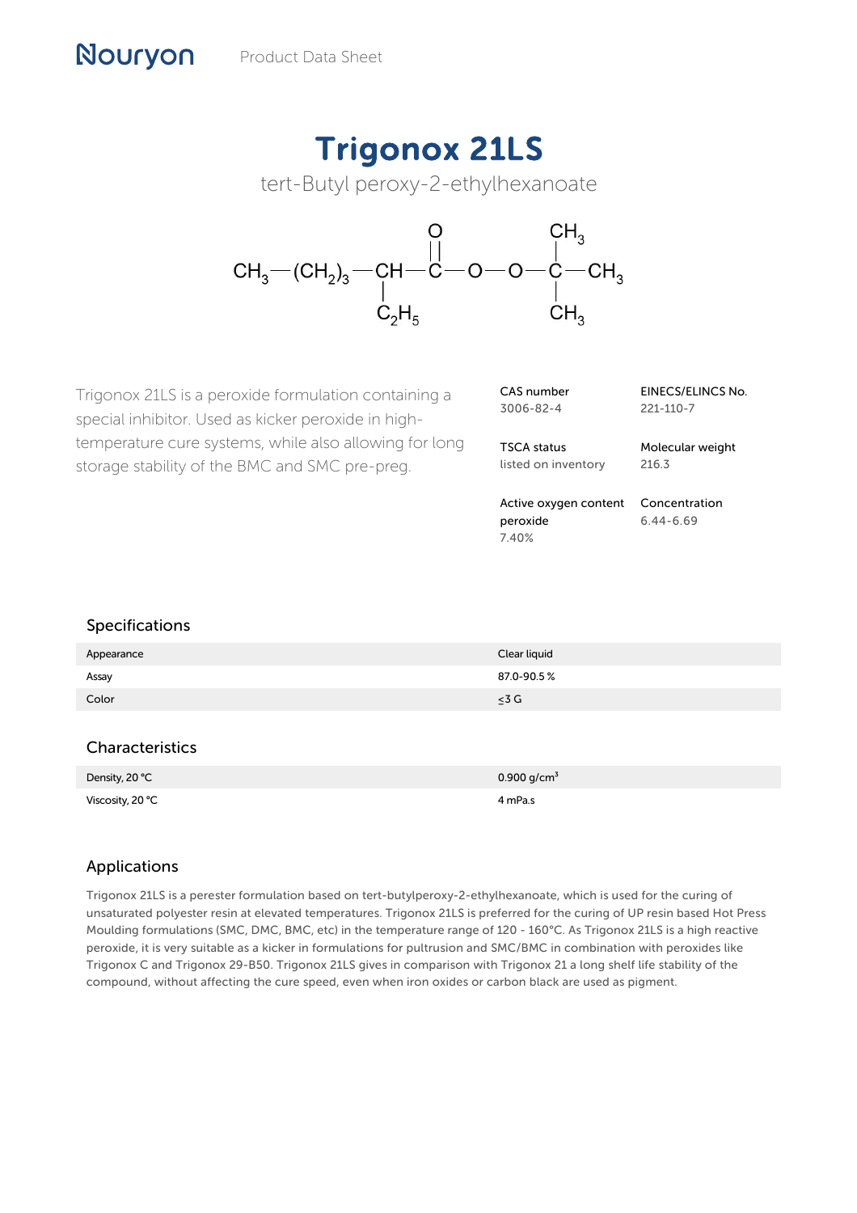Nouryon Product Data Sheet

# Trigonox 21LS

tert-Butyl peroxy-2-ethylhexanoate

$$CH_3-(CH_2)_3-\underset{\displaystyle C_2H_5}{\underset{|}{CH}}-\overset{\displaystyle O}{\overset{||}{C}}-O-O-\underset{\displaystyle CH_3}{\underset{|}{\overset{\displaystyle CH_3}{\overset{|}{C}}}}-CH_3$$

Trigonox 21LS is a peroxide formulation containing a special inhibitor. Used as kicker peroxide in high-temperature cure systems, while also allowing for long storage stability of the BMC and SMC pre-preg.

| | |
|---|---|
| CAS number<br>3006-82-4 | EINECS/ELINCS No.<br>221-110-7 |
| TSCA status<br>listed on inventory | Molecular weight<br>216.3 |
| Active oxygen content peroxide<br>7.40% | Concentration<br>6.44-6.69 |

## Specifications

| | |
|---|---|
| Appearance | Clear liquid |
| Assay | 87.0-90.5 % |
| Color | ≤3 G |

## Characteristics

| | |
|---|---|
| Density, 20 °C | 0.900 g/cm$^3$ |
| Viscosity, 20 °C | 4 mPa.s |

## Applications

Trigonox 21LS is a perester formulation based on tert-butylperoxy-2-ethylhexanoate, which is used for the curing of unsaturated polyester resin at elevated temperatures. Trigonox 21LS is preferred for the curing of UP resin based Hot Press Moulding formulations (SMC, DMC, BMC, etc) in the temperature range of 120 - 160°C. As Trigonox 21LS is a high reactive peroxide, it is very suitable as a kicker in formulations for pultrusion and SMC/BMC in combination with peroxides like Trigonox C and Trigonox 29-B50. Trigonox 21LS gives in comparison with Trigonox 21 a long shelf life stability of the compound, without affecting the cure speed, even when iron oxides or carbon black are used as pigment.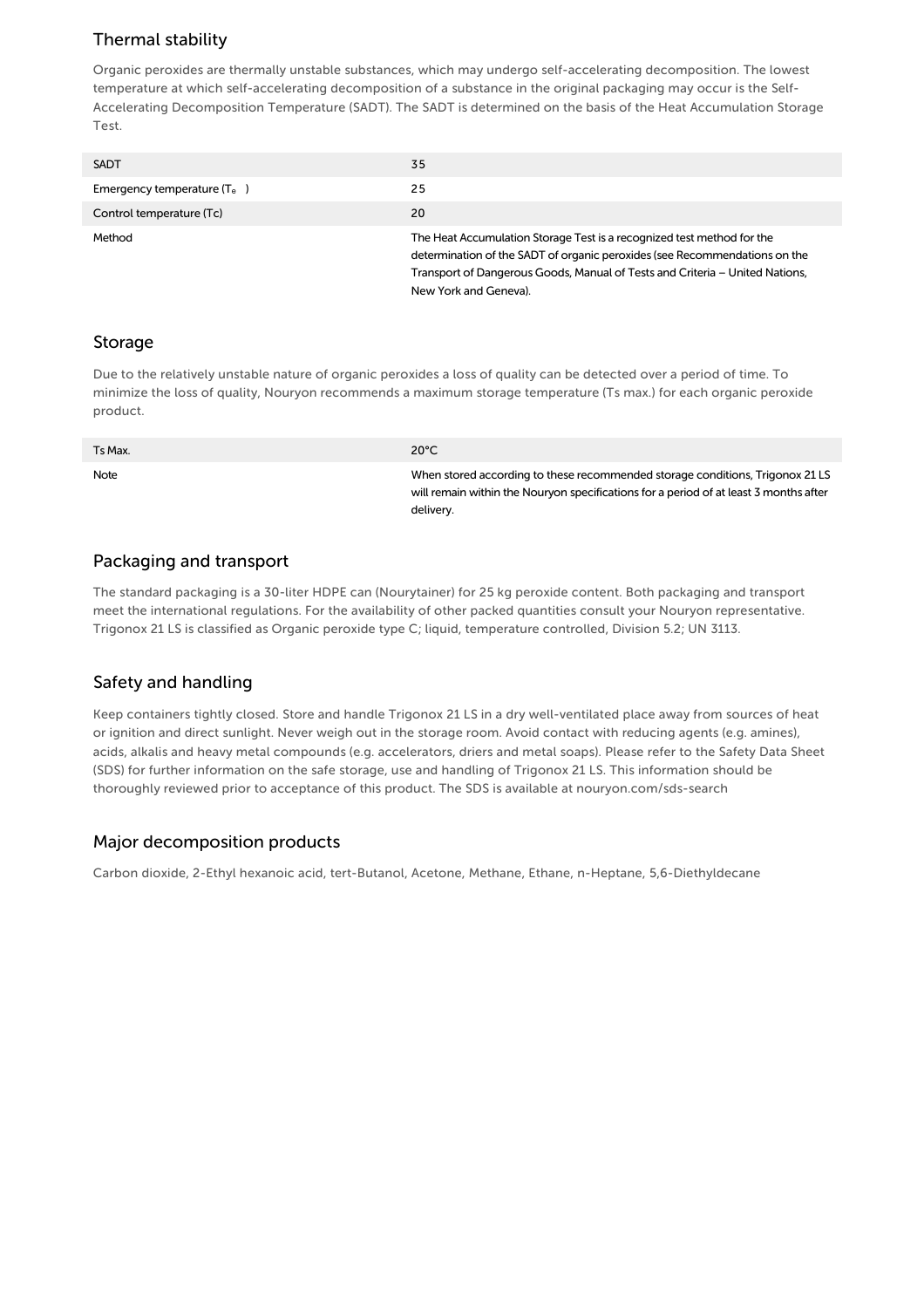## Thermal stability

Organic peroxides are thermally unstable substances, which may undergo self-accelerating decomposition. The lowest temperature at which self-accelerating decomposition of a substance in the original packaging may occur is the Self-Accelerating Decomposition Temperature (SADT). The SADT is determined on the basis of the Heat Accumulation Storage Test.

| | |
|---|---|
| SADT | 35 |
| Emergency temperature ($T_e$) | 25 |
| Control temperature (Tc) | 20 |
| Method | The Heat Accumulation Storage Test is a recognized test method for the determination of the SADT of organic peroxides (see Recommendations on the Transport of Dangerous Goods, Manual of Tests and Criteria – United Nations, New York and Geneva). |

## Storage

Due to the relatively unstable nature of organic peroxides a loss of quality can be detected over a period of time. To minimize the loss of quality, Nouryon recommends a maximum storage temperature (Ts max.) for each organic peroxide product.

| | |
|---|---|
| Ts Max. | 20°C |
| Note | When stored according to these recommended storage conditions, Trigonox 21 LS will remain within the Nouryon specifications for a period of at least 3 months after delivery. |

## Packaging and transport

The standard packaging is a 30-liter HDPE can (Nourytainer) for 25 kg peroxide content. Both packaging and transport meet the international regulations. For the availability of other packed quantities consult your Nouryon representative. Trigonox 21 LS is classified as Organic peroxide type C; liquid, temperature controlled, Division 5.2; UN 3113.

## Safety and handling

Keep containers tightly closed. Store and handle Trigonox 21 LS in a dry well-ventilated place away from sources of heat or ignition and direct sunlight. Never weigh out in the storage room. Avoid contact with reducing agents (e.g. amines), acids, alkalis and heavy metal compounds (e.g. accelerators, driers and metal soaps). Please refer to the Safety Data Sheet (SDS) for further information on the safe storage, use and handling of Trigonox 21 LS. This information should be thoroughly reviewed prior to acceptance of this product. The SDS is available at nouryon.com/sds-search

## Major decomposition products

Carbon dioxide, 2-Ethyl hexanoic acid, tert-Butanol, Acetone, Methane, Ethane, n-Heptane, 5,6-Diethyldecane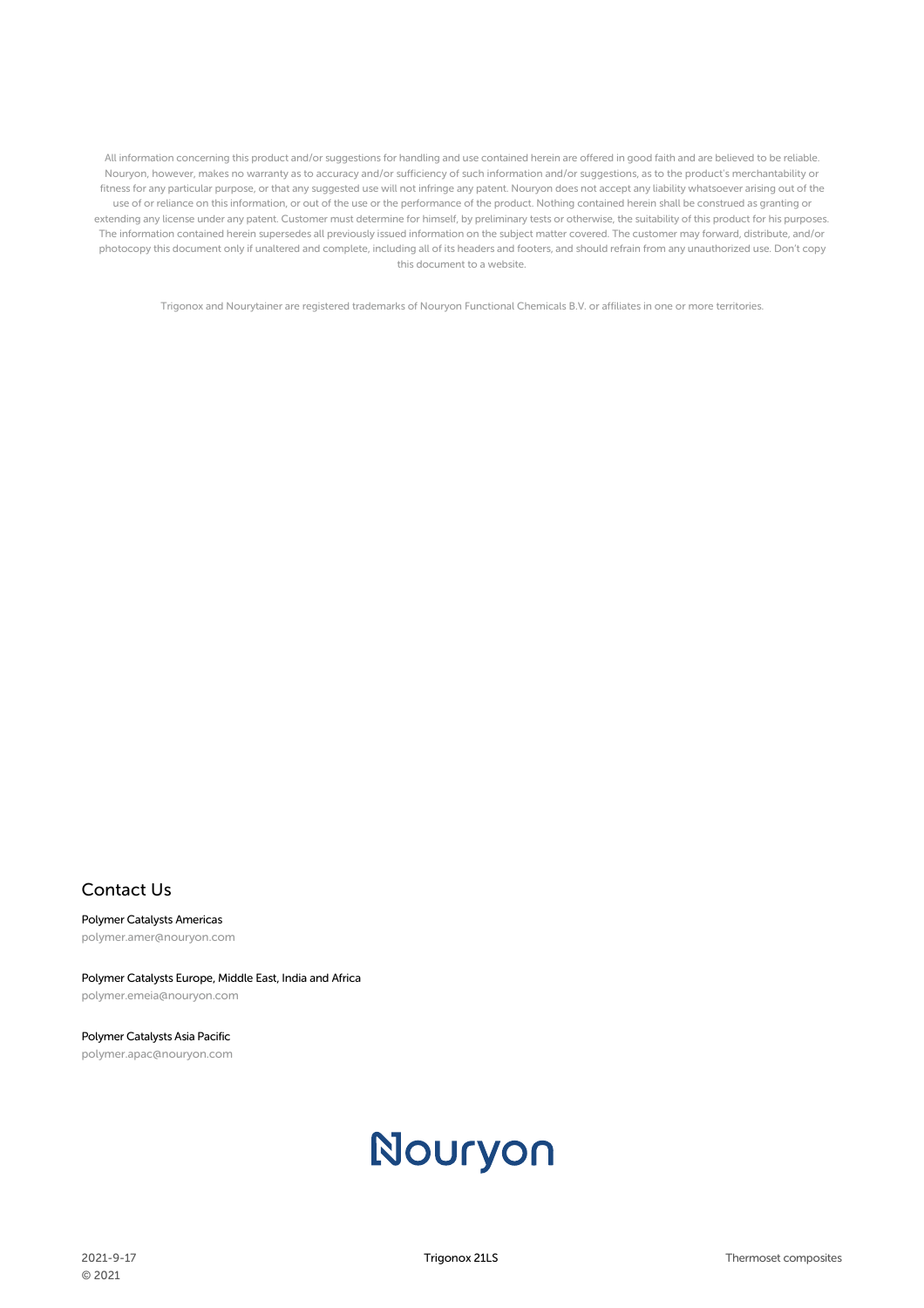All information concerning this product and/or suggestions for handling and use contained herein are offered in good faith and are believed to be reliable. Nouryon, however, makes no warranty as to accuracy and/or sufficiency of such information and/or suggestions, as to the product's merchantability or fitness for any particular purpose, or that any suggested use will not infringe any patent. Nouryon does not accept any liability whatsoever arising out of the use of or reliance on this information, or out of the use or the performance of the product. Nothing contained herein shall be construed as granting or extending any license under any patent. Customer must determine for himself, by preliminary tests or otherwise, the suitability of this product for his purposes. The information contained herein supersedes all previously issued information on the subject matter covered. The customer may forward, distribute, and/or photocopy this document only if unaltered and complete, including all of its headers and footers, and should refrain from any unauthorized use. Don't copy this document to a website.

Trigonox and Nourytainer are registered trademarks of Nouryon Functional Chemicals B.V. or affiliates in one or more territories.

## Contact Us

Polymer Catalysts Americas
polymer.amer@nouryon.com

Polymer Catalysts Europe, Middle East, India and Africa
polymer.emeia@nouryon.com

Polymer Catalysts Asia Pacific
polymer.apac@nouryon.com

Nouryon

2021-9-17
© 2021

Trigonox 21LS

Thermoset composites